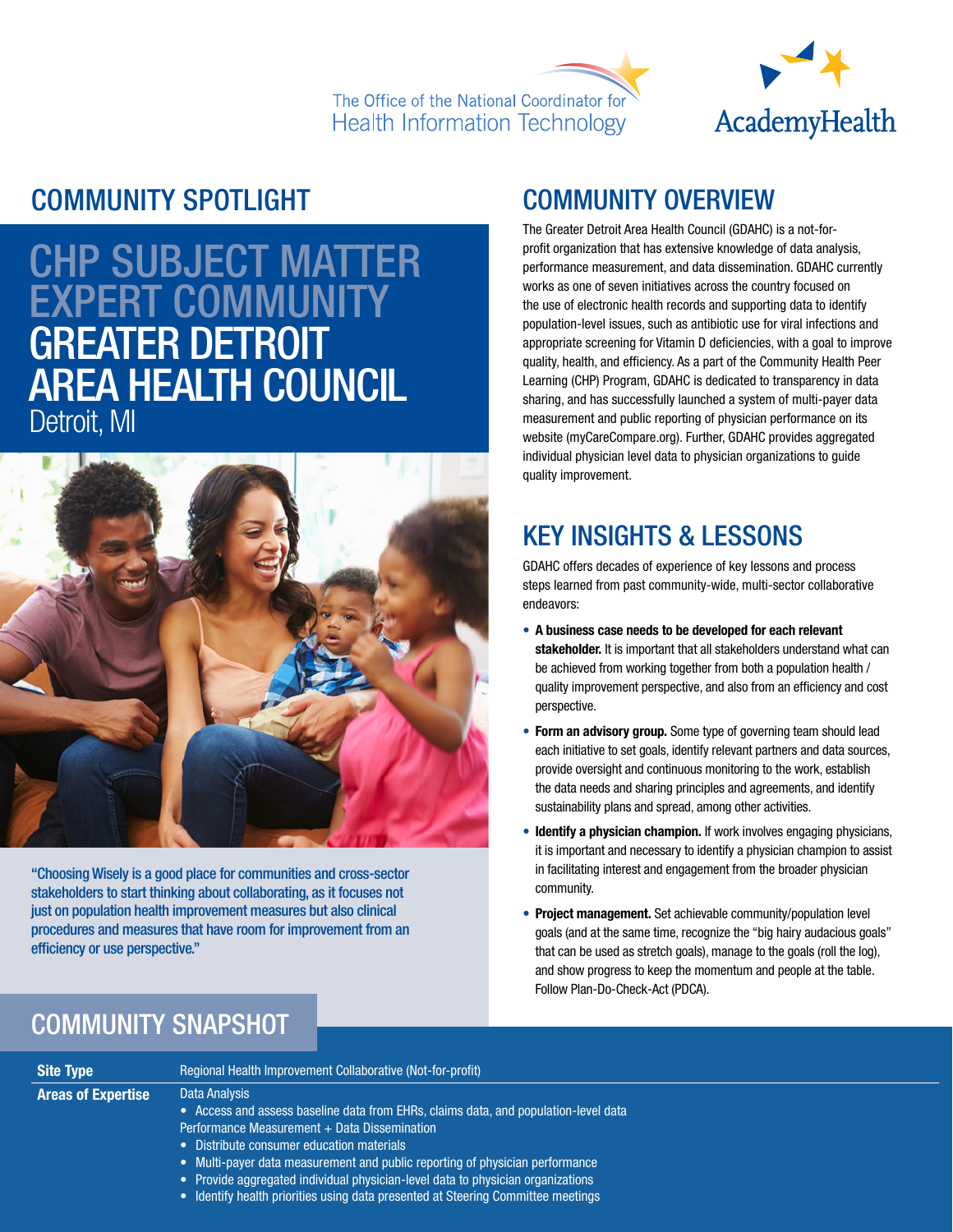The Office of the National Coordinator for Health Information Technology

AcademyHealth

## COMMUNITY SPOTLIGHT

# CHP SUBJECT MATTER EXPERT COMMUNITY GREATER DETROIT AREA HEALTH COUNCIL

Detroit, MI

"Choosing Wisely is a good place for communities and cross-sector stakeholders to start thinking about collaborating, as it focuses not just on population health improvement measures but also clinical procedures and measures that have room for improvement from an efficiency or use perspective."

## COMMUNITY OVERVIEW

The Greater Detroit Area Health Council (GDAHC) is a not-for-profit organization that has extensive knowledge of data analysis, performance measurement, and data dissemination. GDAHC currently works as one of seven initiatives across the country focused on the use of electronic health records and supporting data to identify population-level issues, such as antibiotic use for viral infections and appropriate screening for Vitamin D deficiencies, with a goal to improve quality, health, and efficiency. As a part of the Community Health Peer Learning (CHP) Program, GDAHC is dedicated to transparency in data sharing, and has successfully launched a system of multi-payer data measurement and public reporting of physician performance on its website (myCareCompare.org). Further, GDAHC provides aggregated individual physician level data to physician organizations to guide quality improvement.

## KEY INSIGHTS & LESSONS

GDAHC offers decades of experience of key lessons and process steps learned from past community-wide, multi-sector collaborative endeavors:

- **A business case needs to be developed for each relevant stakeholder.** It is important that all stakeholders understand what can be achieved from working together from both a population health / quality improvement perspective, and also from an efficiency and cost perspective.
- **Form an advisory group.** Some type of governing team should lead each initiative to set goals, identify relevant partners and data sources, provide oversight and continuous monitoring to the work, establish the data needs and sharing principles and agreements, and identify sustainability plans and spread, among other activities.
- **Identify a physician champion.** If work involves engaging physicians, it is important and necessary to identify a physician champion to assist in facilitating interest and engagement from the broader physician community.
- **Project management.** Set achievable community/population level goals (and at the same time, recognize the "big hairy audacious goals" that can be used as stretch goals), manage to the goals (roll the log), and show progress to keep the momentum and people at the table. Follow Plan-Do-Check-Act (PDCA).

## COMMUNITY SNAPSHOT

| | |
|---|---|
| **Site Type** | Regional Health Improvement Collaborative (Not-for-profit) |
| **Areas of Expertise** | Data Analysis<br>• Access and assess baseline data from EHRs, claims data, and population-level data<br>Performance Measurement + Data Dissemination<br>• Distribute consumer education materials<br>• Multi-payer data measurement and public reporting of physician performance<br>• Provide aggregated individual physician-level data to physician organizations<br>• Identify health priorities using data presented at Steering Committee meetings |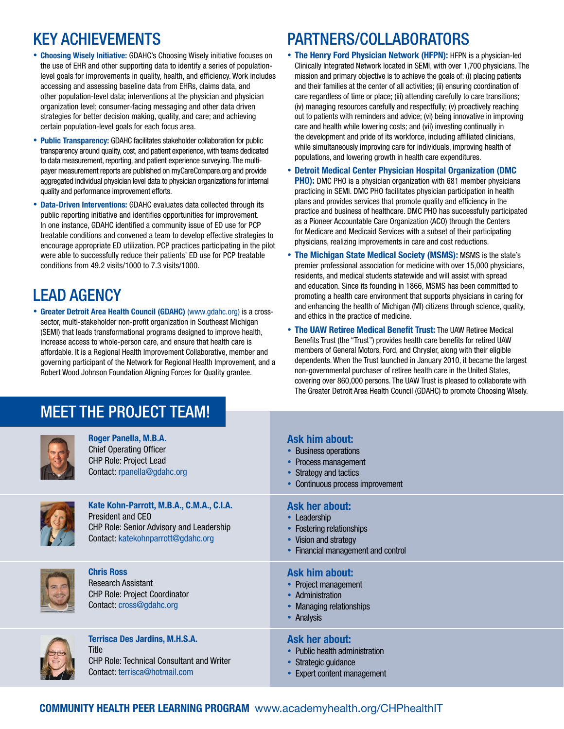## KEY ACHIEVEMENTS

- **Choosing Wisely Initiative:** GDAHC's Choosing Wisely initiative focuses on the use of EHR and other supporting data to identify a series of population-level goals for improvements in quality, health, and efficiency. Work includes accessing and assessing baseline data from EHRs, claims data, and other population-level data; interventions at the physician and physician organization level; consumer-facing messaging and other data driven strategies for better decision making, quality, and care; and achieving certain population-level goals for each focus area.
- **Public Transparency:** GDAHC facilitates stakeholder collaboration for public transparency around quality, cost, and patient experience, with teams dedicated to data measurement, reporting, and patient experience surveying. The multi-payer measurement reports are published on myCareCompare.org and provide aggregated individual physician level data to physician organizations for internal quality and performance improvement efforts.
- **Data-Driven Interventions:** GDAHC evaluates data collected through its public reporting initiative and identifies opportunities for improvement. In one instance, GDAHC identified a community issue of ED use for PCP treatable conditions and convened a team to develop effective strategies to encourage appropriate ED utilization. PCP practices participating in the pilot were able to successfully reduce their patients' ED use for PCP treatable conditions from 49.2 visits/1000 to 7.3 visits/1000.

## LEAD AGENCY

- **Greater Detroit Area Health Council (GDAHC)** (www.gdahc.org) is a cross-sector, multi-stakeholder non-profit organization in Southeast Michigan (SEMI) that leads transformational programs designed to improve health, increase access to whole-person care, and ensure that health care is affordable. It is a Regional Health Improvement Collaborative, member and governing participant of the Network for Regional Health Improvement, and a Robert Wood Johnson Foundation Aligning Forces for Quality grantee.

## PARTNERS/COLLABORATORS

- **The Henry Ford Physician Network (HFPN):** HFPN is a physician-led Clinically Integrated Network located in SEMI, with over 1,700 physicians. The mission and primary objective is to achieve the goals of: (i) placing patients and their families at the center of all activities; (ii) ensuring coordination of care regardless of time or place; (iii) attending carefully to care transitions; (iv) managing resources carefully and respectfully; (v) proactively reaching out to patients with reminders and advice; (vi) being innovative in improving care and health while lowering costs; and (vii) investing continually in the development and pride of its workforce, including affiliated clinicians, while simultaneously improving care for individuals, improving health of populations, and lowering growth in health care expenditures.
- **Detroit Medical Center Physician Hospital Organization (DMC PHO):** DMC PHO is a physician organization with 681 member physicians practicing in SEMI. DMC PHO facilitates physician participation in health plans and provides services that promote quality and efficiency in the practice and business of healthcare. DMC PHO has successfully participated as a Pioneer Accountable Care Organization (ACO) through the Centers for Medicare and Medicaid Services with a subset of their participating physicians, realizing improvements in care and cost reductions.
- **The Michigan State Medical Society (MSMS):** MSMS is the state's premier professional association for medicine with over 15,000 physicians, residents, and medical students statewide and will assist with spread and education. Since its founding in 1866, MSMS has been committed to promoting a health care environment that supports physicians in caring for and enhancing the health of Michigan (MI) citizens through science, quality, and ethics in the practice of medicine.
- **The UAW Retiree Medical Benefit Trust:** The UAW Retiree Medical Benefits Trust (the "Trust") provides health care benefits for retired UAW members of General Motors, Ford, and Chrysler, along with their eligible dependents. When the Trust launched in January 2010, it became the largest non-governmental purchaser of retiree health care in the United States, covering over 860,000 persons. The UAW Trust is pleased to collaborate with The Greater Detroit Area Health Council (GDAHC) to promote Choosing Wisely.

## MEET THE PROJECT TEAM!

**Roger Panella, M.B.A.**
Chief Operating Officer
CHP Role: Project Lead
Contact: rpanella@gdahc.org

**Ask him about:**
- Business operations
- Process management
- Strategy and tactics
- Continuous process improvement

**Kate Kohn-Parrott, M.B.A., C.M.A., C.I.A.**
President and CEO
CHP Role: Senior Advisory and Leadership
Contact: katekohnparrott@gdahc.org

**Ask her about:**
- Leadership
- Fostering relationships
- Vision and strategy
- Financial management and control

**Chris Ross**
Research Assistant
CHP Role: Project Coordinator
Contact: cross@gdahc.org

**Ask him about:**
- Project management
- Administration
- Managing relationships
- Analysis

**Terrisca Des Jardins, M.H.S.A.**
Title
CHP Role: Technical Consultant and Writer
Contact: terrisca@hotmail.com

**Ask her about:**
- Public health administration
- Strategic guidance
- Expert content management

**COMMUNITY HEALTH PEER LEARNING PROGRAM** www.academyhealth.org/CHPhealthIT